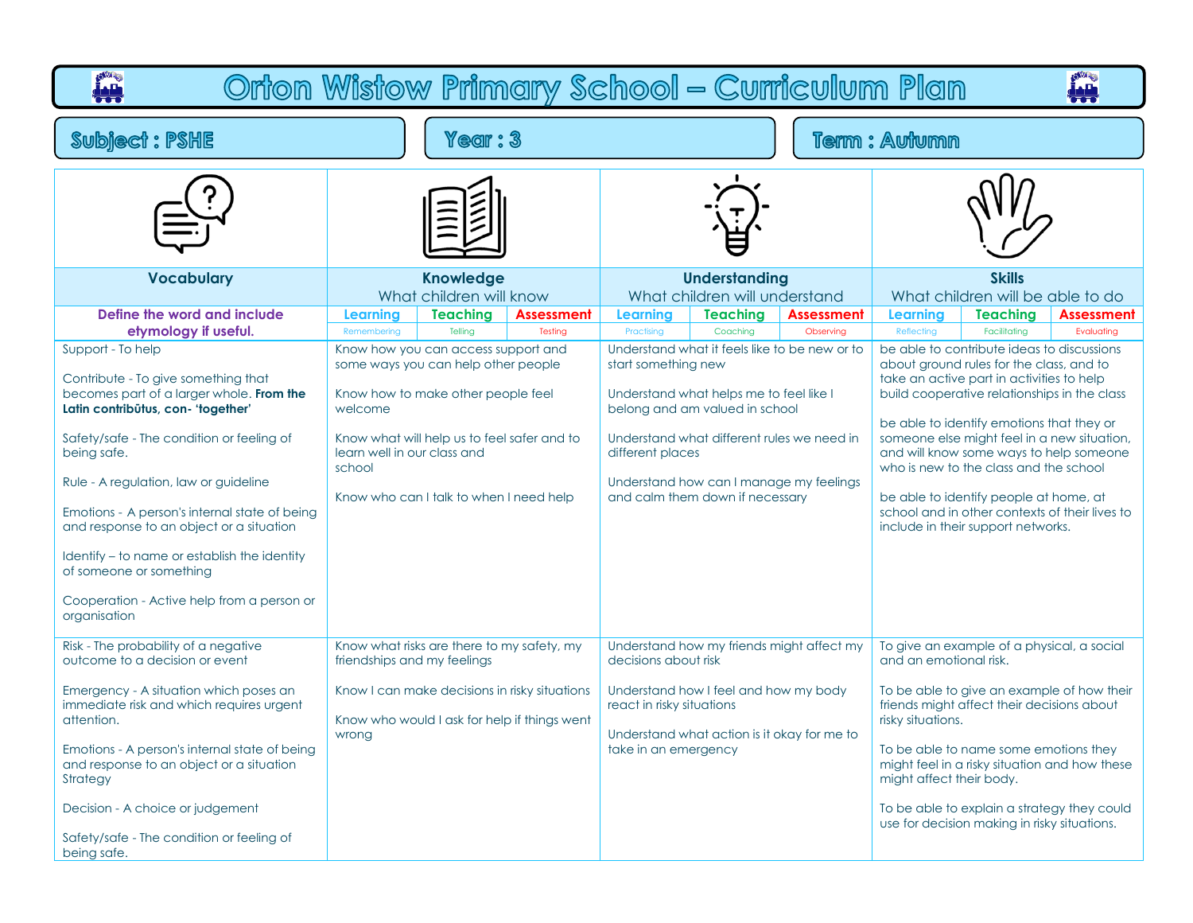# Orton Wistow Primary School – Curriculum Plan

**Subject : PSHE** | **Year : 3** | **Term : Autumn**

| Vocabulary | Knowledge | Understanding | Skills |
|---|---|---|---|
| | What children will know | What children will understand | What children will be able to do |
| **Define the word and include etymology if useful.** | Learning (Remembering) / Teaching (Telling) / Assessment (Testing) | Learning (Practising) / Teaching (Coaching) / Assessment (Observing) | Learning (Reflecting) / Teaching (Facilitating) / Assessment (Evaluating) |
| Support - To help<br><br>Contribute - To give something that becomes part of a larger whole. **From the Latin contribūtus, con- 'together'**<br><br>Safety/safe - The condition or feeling of being safe.<br><br>Rule - A regulation, law or guideline<br><br>Emotions - A person's internal state of being and response to an object or a situation<br><br>Identify – to name or establish the identity of someone or something<br><br>Cooperation - Active help from a person or organisation | Know how you can access support and some ways you can help other people<br><br>Know how to make other people feel welcome<br><br>Know what will help us to feel safer and to learn well in our class and school<br><br>Know who can I talk to when I need help | Understand what it feels like to be new or to start something new<br><br>Understand what helps me to feel like I belong and am valued in school<br><br>Understand what different rules we need in different places<br><br>Understand how can I manage my feelings and calm them down if necessary | be able to contribute ideas to discussions about ground rules for the class, and to take an active part in activities to help build cooperative relationships in the class<br><br>be able to identify emotions that they or someone else might feel in a new situation, and will know some ways to help someone who is new to the class and the school<br><br>be able to identify people at home, at school and in other contexts of their lives to include in their support networks. |
| Risk - The probability of a negative outcome to a decision or event<br><br>Emergency - A situation which poses an immediate risk and which requires urgent attention.<br><br>Emotions - A person's internal state of being and response to an object or a situation Strategy<br><br>Decision - A choice or judgement<br><br>Safety/safe - The condition or feeling of being safe. | Know what risks are there to my safety, my friendships and my feelings<br><br>Know I can make decisions in risky situations<br><br>Know who would I ask for help if things went wrong | Understand how my friends might affect my decisions about risk<br><br>Understand how I feel and how my body react in risky situations<br><br>Understand what action is it okay for me to take in an emergency | To give an example of a physical, a social and an emotional risk.<br><br>To be able to give an example of how their friends might affect their decisions about risky situations.<br><br>To be able to name some emotions they might feel in a risky situation and how these might affect their body.<br><br>To be able to explain a strategy they could use for decision making in risky situations. |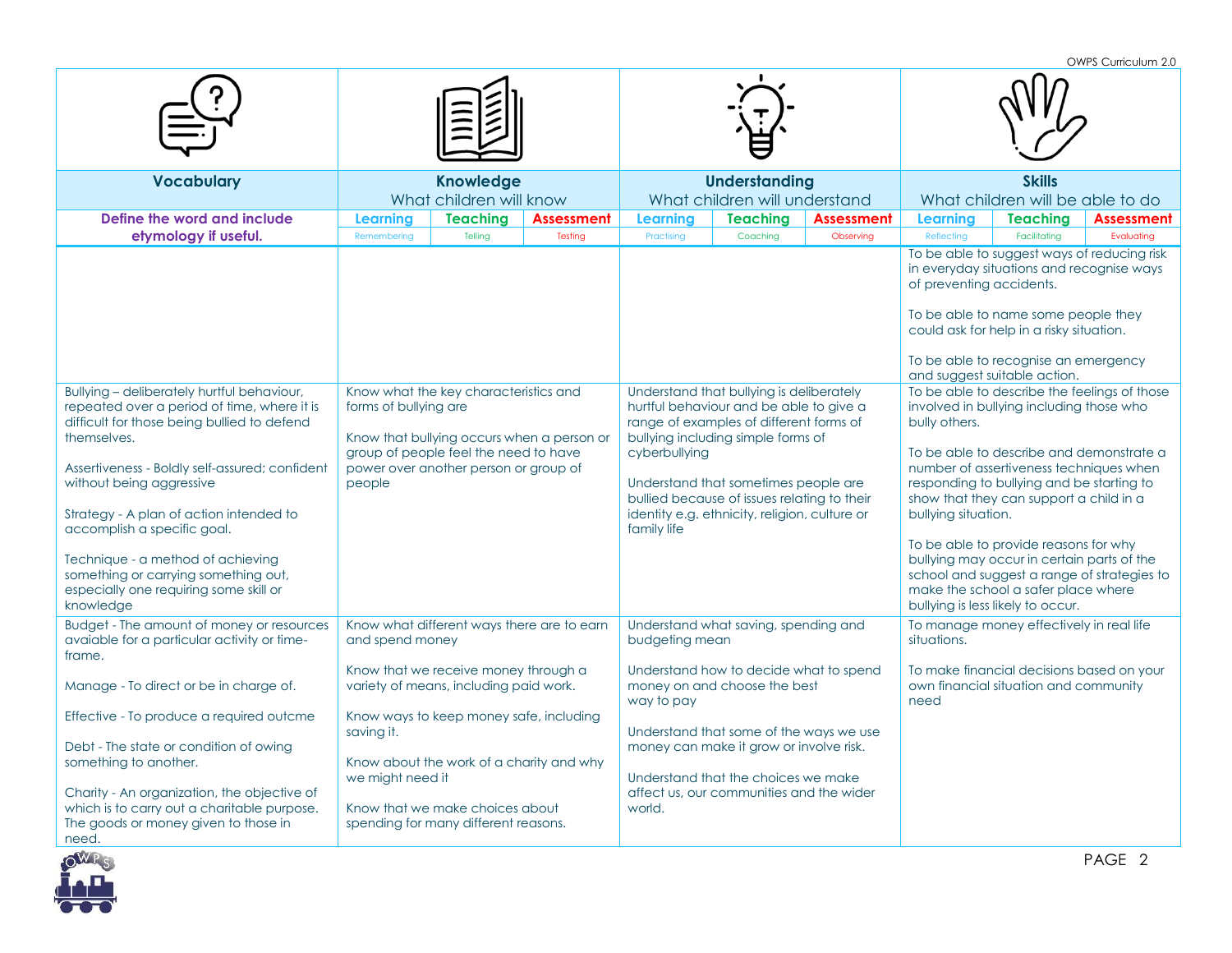| Vocabulary | Knowledge | | | Understanding | | | Skills | | |
|---|---|---|---|---|---|---|---|---|---|
| | What children will know | | | What children will understand | | | What children will be able to do | | |
| Define the word and include etymology if useful. | Learning | Teaching | Assessment | Learning | Teaching | Assessment | Learning | Teaching | Assessment |
| | Remembering | Telling | Testing | Practising | Coaching | Observing | Reflecting | Facilitating | Evaluating |
| | | | | | | | To be able to suggest ways of reducing risk in everyday situations and recognise ways of preventing accidents.<br><br>To be able to name some people they could ask for help in a risky situation.<br><br>To be able to recognise an emergency and suggest suitable action. | | |
| Bullying – deliberately hurtful behaviour, repeated over a period of time, where it is difficult for those being bullied to defend themselves.<br><br>Assertiveness - Boldly self-assured; confident without being aggressive<br><br>Strategy - A plan of action intended to accomplish a specific goal.<br><br>Technique - a method of achieving something or carrying something out, especially one requiring some skill or knowledge | Know what the key characteristics and forms of bullying are<br><br>Know that bullying occurs when a person or group of people feel the need to have power over another person or group of people | | | Understand that bullying is deliberately hurtful behaviour and be able to give a range of examples of different forms of bullying including simple forms of cyberbullying<br><br>Understand that sometimes people are bullied because of issues relating to their identity e.g. ethnicity, religion, culture or family life | | | To be able to describe the feelings of those involved in bullying including those who bully others.<br><br>To be able to describe and demonstrate a number of assertiveness techniques when responding to bullying and be starting to show that they can support a child in a bullying situation.<br><br>To be able to provide reasons for why bullying may occur in certain parts of the school and suggest a range of strategies to make the school a safer place where bullying is less likely to occur. | | |
| Budget - The amount of money or resources avaiable for a particular activity or time-frame.<br><br>Manage - To direct or be in charge of.<br><br>Effective - To produce a required outcme<br><br>Debt - The state or condition of owing something to another.<br><br>Charity - An organization, the objective of which is to carry out a charitable purpose. The goods or money given to those in need. | Know what different ways there are to earn and spend money<br><br>Know that we receive money through a variety of means, including paid work.<br><br>Know ways to keep money safe, including saving it.<br><br>Know about the work of a charity and why we might need it<br><br>Know that we make choices about spending for many different reasons. | | | Understand what saving, spending and budgeting mean<br><br>Understand how to decide what to spend money on and choose the best way to pay<br><br>Understand that some of the ways we use money can make it grow or involve risk.<br><br>Understand that the choices we make affect us, our communities and the wider world. | | | To manage money effectively in real life situations.<br><br>To make financial decisions based on your own financial situation and community need | | |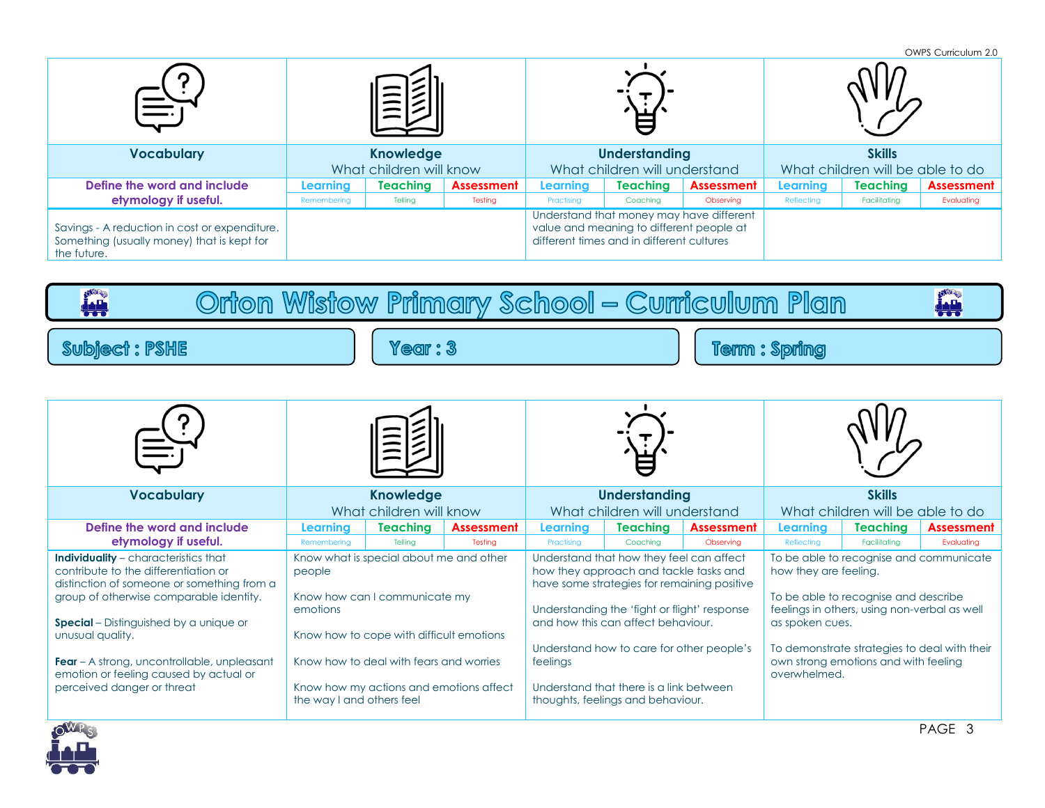| Vocabulary | Knowledge | | | Understanding | | | Skills | | |
|---|---|---|---|---|---|---|---|---|---|
| | What children will know | | | What children will understand | | | What children will be able to do | | |
| Define the word and include etymology if useful. | Learning | Teaching | Assessment | Learning | Teaching | Assessment | Learning | Teaching | Assessment |
| | Remembering | Telling | Testing | Practising | Coaching | Observing | Reflecting | Facilitating | Evaluating |
| Savings - A reduction in cost or expenditure. Something (usually money) that is kept for the future. | | | | Understand that money may have different value and meaning to different people at different times and in different cultures | | | | | |

# Orton Wistow Primary School – Curriculum Plan

**Subject : PSHE** | **Year : 3** | **Term : Spring**

| Vocabulary | Knowledge | | | Understanding | | | Skills | | |
|---|---|---|---|---|---|---|---|---|---|
| | What children will know | | | What children will understand | | | What children will be able to do | | |
| Define the word and include etymology if useful. | Learning | Teaching | Assessment | Learning | Teaching | Assessment | Learning | Teaching | Assessment |
| | Remembering | Telling | Testing | Practising | Coaching | Observing | Reflecting | Facilitating | Evaluating |
| **Individuality** – characteristics that contribute to the differentiation or distinction of someone or something from a group of otherwise comparable identity.<br><br>**Special** – Distinguished by a unique or unusual quality.<br><br>**Fear** – A strong, uncontrollable, unpleasant emotion or feeling caused by actual or perceived danger or threat | Know what is special about me and other people<br><br>Know how can I communicate my emotions<br><br>Know how to cope with difficult emotions<br><br>Know how to deal with fears and worries<br><br>Know how my actions and emotions affect the way I and others feel | | | Understand that how they feel can affect how they approach and tackle tasks and have some strategies for remaining positive<br><br>Understanding the 'fight or flight' response and how this can affect behaviour.<br><br>Understand how to care for other people's feelings<br><br>Understand that there is a link between thoughts, feelings and behaviour. | | | To be able to recognise and communicate how they are feeling.<br><br>To be able to recognise and describe feelings in others, using non-verbal as well as spoken cues.<br><br>To demonstrate strategies to deal with their own strong emotions and with feeling overwhelmed. | | |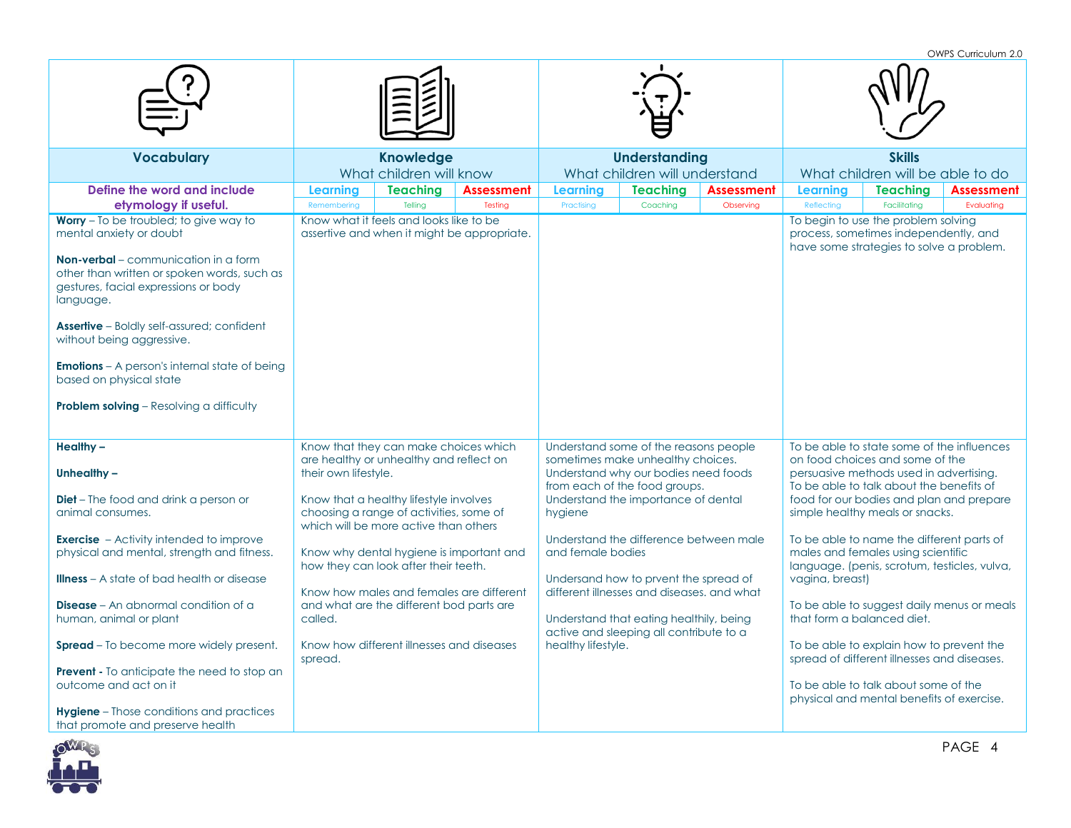| Vocabulary | Knowledge<br>What children will know | | | Understanding<br>What children will understand | | | Skills<br>What children will be able to do | | |
|---|---|---|---|---|---|---|---|---|---|
| Define the word and include etymology if useful. | Learning<br>Remembering | Teaching<br>Telling | Assessment<br>Testing | Learning<br>Practising | Teaching<br>Coaching | Assessment<br>Observing | Learning<br>Reflecting | Teaching<br>Facilitating | Assessment<br>Evaluating |
| **Worry** – To be troubled; to give way to mental anxiety or doubt<br><br>**Non-verbal** – communication in a form other than written or spoken words, such as gestures, facial expressions or body language.<br><br>**Assertive** – Boldly self-assured; confident without being aggressive.<br><br>**Emotions** – A person's internal state of being based on physical state<br><br>**Problem solving** – Resolving a difficulty | Know what it feels and looks like to be assertive and when it might be appropriate. | | | | | | To begin to use the problem solving process, sometimes independently, and have some strategies to solve a problem. | | |
| **Healthy –**<br><br>**Unhealthy –**<br><br>**Diet** – The food and drink a person or animal consumes.<br><br>**Exercise** – Activity intended to improve physical and mental, strength and fitness.<br><br>**Illness** – A state of bad health or disease<br><br>**Disease** – An abnormal condition of a human, animal or plant<br><br>**Spread** – To become more widely present.<br><br>**Prevent** - To anticipate the need to stop an outcome and act on it<br><br>**Hygiene** – Those conditions and practices that promote and preserve health | Know that they can make choices which are healthy or unhealthy and reflect on their own lifestyle.<br><br>Know that a healthy lifestyle involves choosing a range of activities, some of which will be more active than others<br><br>Know why dental hygiene is important and how they can look after their teeth.<br><br>Know how males and females are different and what are the different bod parts are called.<br><br>Know how different illnesses and diseases spread. | | | Understand some of the reasons people sometimes make unhealthy choices.<br>Understand why our bodies need foods from each of the food groups.<br>Understand the importance of dental hygiene<br><br>Understand the difference between male and female bodies<br><br>Undersand how to prvent the spread of different illnesses and diseases. and what<br><br>Understand that eating healthily, being active and sleeping all contribute to a healthy lifestyle. | | | To be able to state some of the influences on food choices and some of the persuasive methods used in advertising.<br>To be able to talk about the benefits of food for our bodies and plan and prepare simple healthy meals or snacks.<br><br>To be able to name the different parts of males and females using scientific language. (penis, scrotum, testicles, vulva, vagina, breast)<br><br>To be able to suggest daily menus or meals that form a balanced diet.<br><br>To be able to explain how to prevent the spread of different illnesses and diseases.<br><br>To be able to talk about some of the physical and mental benefits of exercise. | | |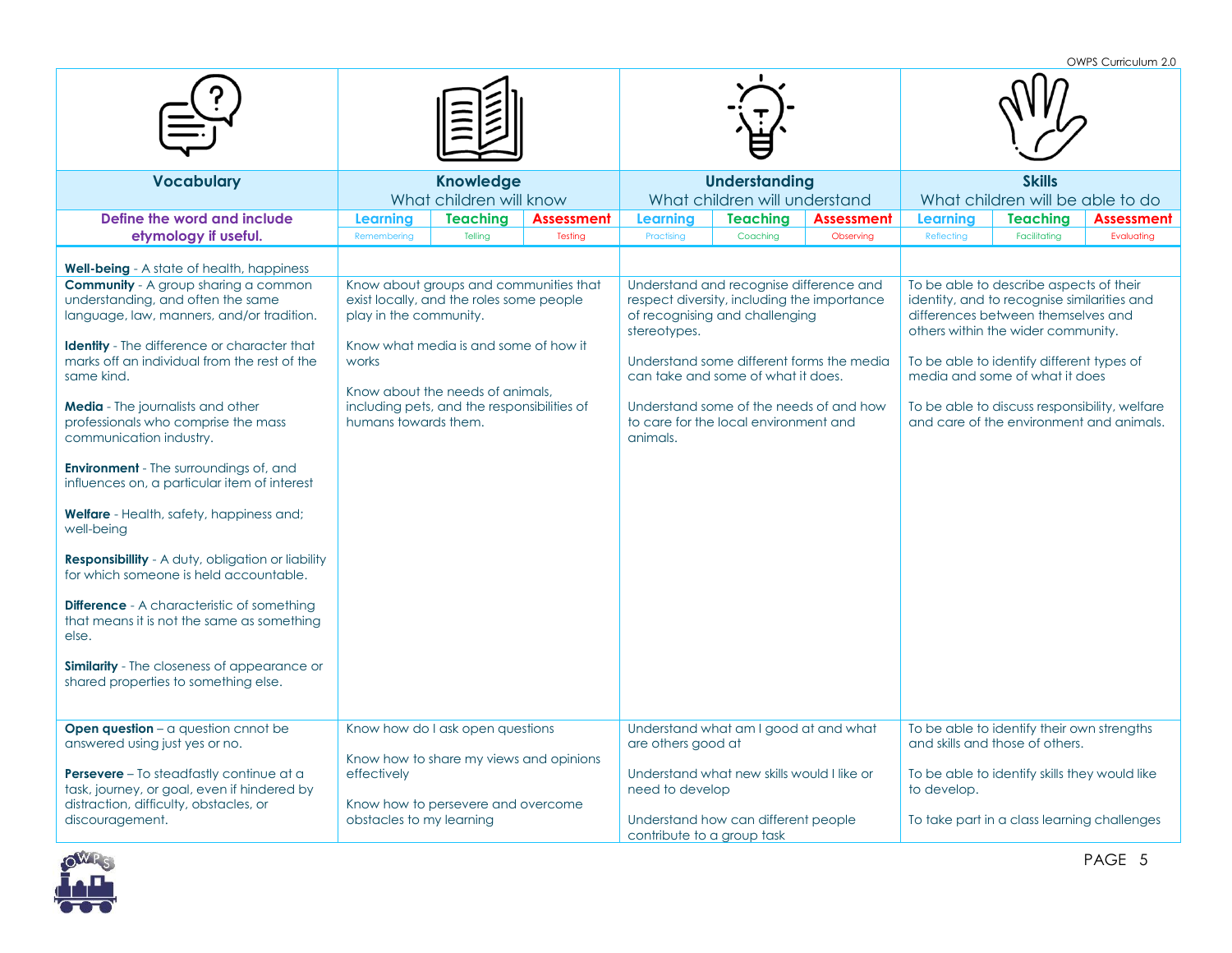| Vocabulary | Knowledge | | | Understanding | | | Skills | | |
|---|---|---|---|---|---|---|---|---|---|
| | What children will know | | | What children will understand | | | What children will be able to do | | |
| Define the word and include etymology if useful. | Learning | Teaching | Assessment | Learning | Teaching | Assessment | Learning | Teaching | Assessment |
| | Remembering | Telling | Testing | Practising | Coaching | Observing | Reflecting | Facilitating | Evaluating |
| **Well-being** - A state of health, happiness<br>**Community** - A group sharing a common understanding, and often the same language, law, manners, and/or tradition.<br><br>**Identity** - The difference or character that marks off an individual from the rest of the same kind.<br><br>**Media** - The journalists and other professionals who comprise the mass communication industry.<br><br>**Environment** - The surroundings of, and influences on, a particular item of interest<br><br>**Welfare** - Health, safety, happiness and; well-being<br><br>**Responsibillity** - A duty, obligation or liability for which someone is held accountable.<br><br>**Difference** - A characteristic of something that means it is not the same as something else.<br><br>**Similarity** - The closeness of appearance or shared properties to something else. | Know about groups and communities that exist locally, and the roles some people play in the community.<br><br>Know what media is and some of how it works<br><br>Know about the needs of animals, including pets, and the responsibilities of humans towards them. | | | Understand and recognise difference and respect diversity, including the importance of recognising and challenging stereotypes.<br><br>Understand some different forms the media can take and some of what it does.<br><br>Understand some of the needs of and how to care for the local environment and animals. | | | To be able to describe aspects of their identity, and to recognise similarities and differences between themselves and others within the wider community.<br><br>To be able to identify different types of media and some of what it does<br><br>To be able to discuss responsibility, welfare and care of the environment and animals. | | |
| **Open question** – a question cnnot be answered using just yes or no.<br><br>**Persevere** – To steadfastly continue at a task, journey, or goal, even if hindered by distraction, difficulty, obstacles, or discouragement. | Know how do I ask open questions<br><br>Know how to share my views and opinions effectively<br><br>Know how to persevere and overcome obstacles to my learning | | | Understand what am I good at and what are others good at<br><br>Understand what new skills would I like or need to develop<br><br>Understand how can different people contribute to a group task | | | To be able to identify their own strengths and skills and those of others.<br><br>To be able to identify skills they would like to develop.<br><br>To take part in a class learning challenges | | |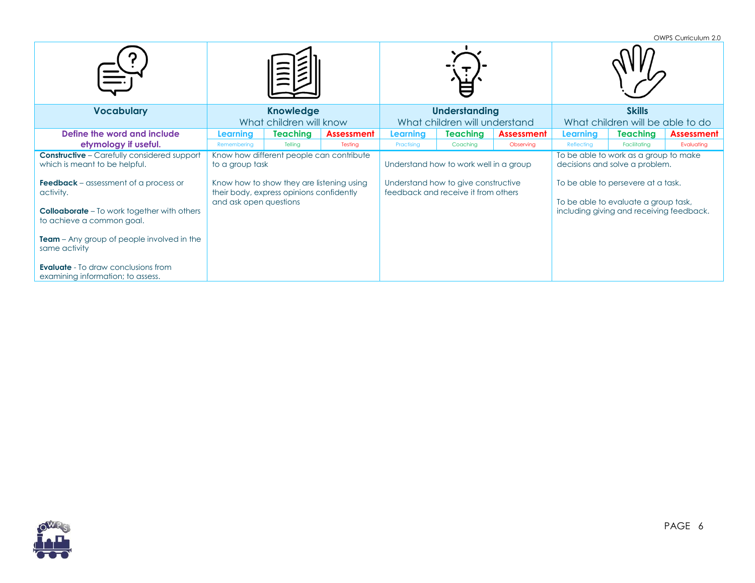| Vocabulary | Knowledge<br>What children will know | | | Understanding<br>What children will understand | | | Skills<br>What children will be able to do | | |
|---|---|---|---|---|---|---|---|---|---|
| **Define the word and include etymology if useful.** | Learning | Teaching | Assessment | Learning | Teaching | Assessment | Learning | Teaching | Assessment |
| | Remembering | Telling | Testing | Practising | Coaching | Observing | Reflecting | Facilitating | Evaluating |
| **Constructive** – Carefully considered support which is meant to be helpful.<br><br>**Feedback** – assessment of a process or activity.<br><br>**Colloaborate** – To work together with others to achieve a common goal.<br><br>**Team** – Any group of people involved in the same activity<br><br>**Evaluate** - To draw conclusions from examining information; to assess. | Know how different people can contribute to a group task<br><br>Know how to show they are listening using their body, express opinions confidently and ask open questions | | | Understand how to work well in a group<br><br>Understand how to give constructive feedback and receive it from others | | | To be able to work as a group to make decisions and solve a problem.<br><br>To be able to persevere at a task.<br><br>To be able to evaluate a group task, including giving and receiving feedback. | | |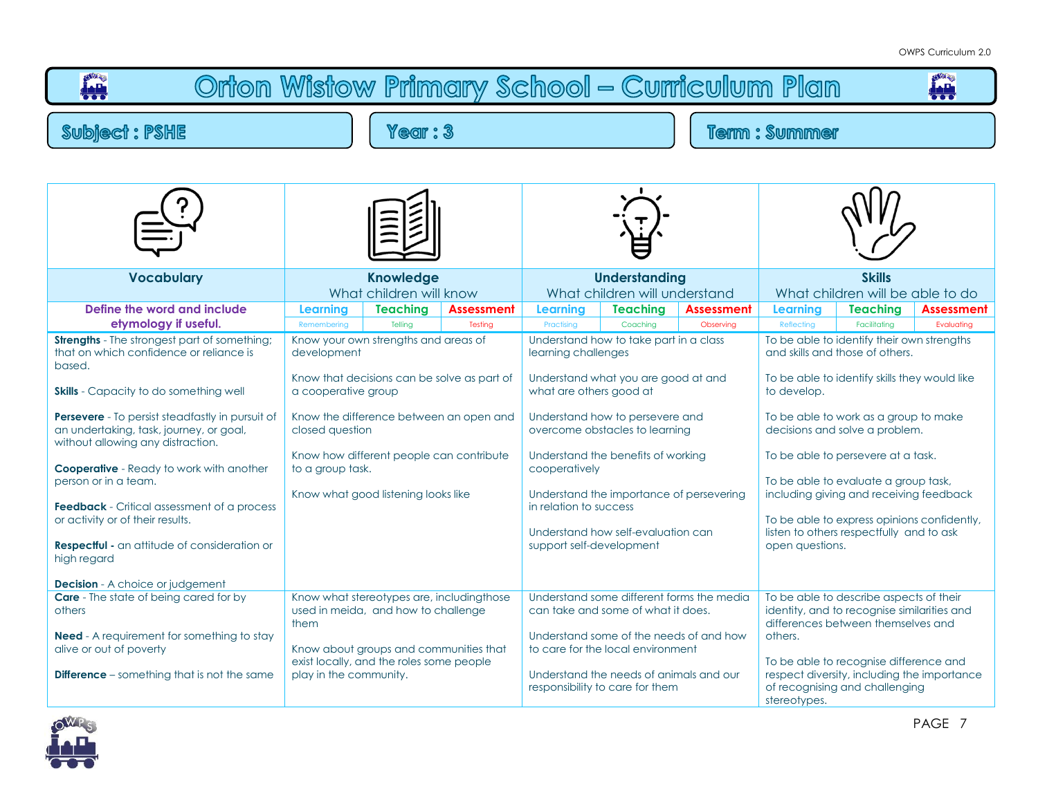# Orton Wistow Primary School – Curriculum Plan

**Subject : PSHE** | **Year : 3** | **Term : Summer**

| Vocabulary | Knowledge<br>What children will know | Understanding<br>What children will understand | Skills<br>What children will be able to do |
|---|---|---|---|
| Define the word and include etymology if useful. | Learning (Remembering) / Teaching (Telling) / Assessment (Testing) | Learning (Practising) / Teaching (Coaching) / Assessment (Observing) | Learning (Reflecting) / Teaching (Facilitating) / Assessment (Evaluating) |
| **Strengths** - The strongest part of something; that on which confidence or reliance is based.<br><br>**Skills** - Capacity to do something well<br><br>**Persevere** - To persist steadfastly in pursuit of an undertaking, task, journey, or goal, without allowing any distraction.<br><br>**Cooperative** - Ready to work with another person or in a team.<br><br>**Feedback** - Critical assessment of a process or activity or of their results.<br><br>**Respectful -** an attitude of consideration or high regard<br><br>**Decision** - A choice or judgement | Know your own strengths and areas of development<br><br>Know that decisions can be solve as part of a cooperative group<br><br>Know the difference between an open and closed question<br><br>Know how different people can contribute to a group task.<br><br>Know what good listening looks like | Understand how to take part in a class learning challenges<br><br>Understand what you are good at and what are others good at<br><br>Understand how to persevere and overcome obstacles to learning<br><br>Understand the benefits of working cooperatively<br><br>Understand the importance of persevering in relation to success<br><br>Understand how self-evaluation can support self-development | To be able to identify their own strengths and skills and those of others.<br><br>To be able to identify skills they would like to develop.<br><br>To be able to work as a group to make decisions and solve a problem.<br><br>To be able to persevere at a task.<br><br>To be able to evaluate a group task, including giving and receiving feedback<br><br>To be able to express opinions confidently, listen to others respectfully and to ask open questions. |
| **Care** - The state of being cared for by others<br><br>**Need** - A requirement for something to stay alive or out of poverty<br><br>**Difference** – something that is not the same | Know what stereotypes are, includingthose used in meida, and how to challenge them<br><br>Know about groups and communities that exist locally, and the roles some people play in the community. | Understand some different forms the media can take and some of what it does.<br><br>Understand some of the needs of and how to care for the local environment<br><br>Understand the needs of animals and our responsibility to care for them | To be able to describe aspects of their identity, and to recognise similarities and differences between themselves and others.<br><br>To be able to recognise difference and respect diversity, including the importance of recognising and challenging stereotypes. |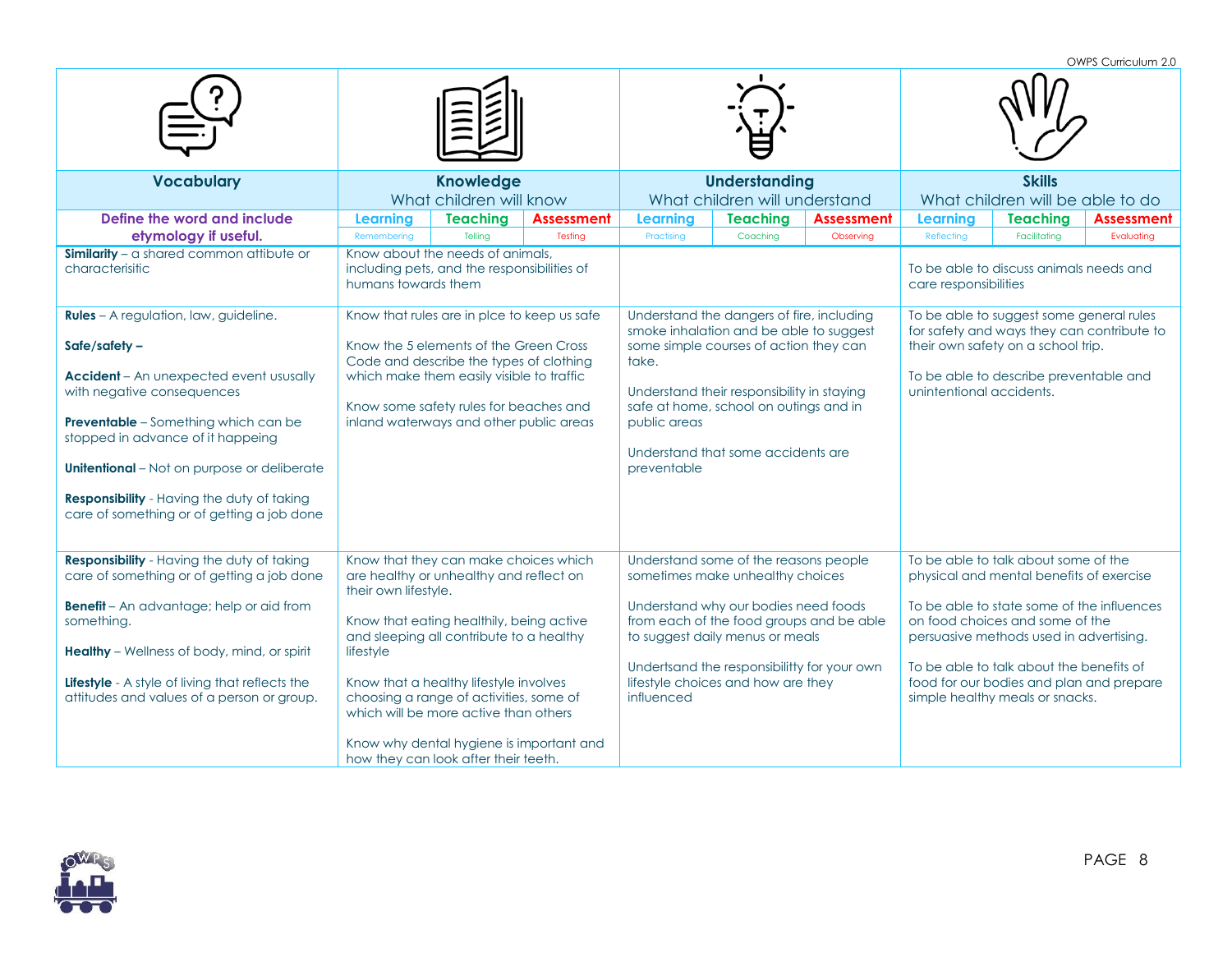| Vocabulary | Knowledge<br>What children will know | Understanding<br>What children will understand | Skills<br>What children will be able to do |
|---|---|---|---|
| Define the word and include etymology if useful. | Learning / Teaching / Assessment<br>Remembering / Telling / Testing | Learning / Teaching / Assessment<br>Practising / Coaching / Observing | Learning / Teaching / Assessment<br>Reflecting / Facilitating / Evaluating |
| **Similarity** – a shared common attibute or characterisitic | Know about the needs of animals, including pets, and the responsibilities of humans towards them | | To be able to discuss animals needs and care responsibilities |
| **Rules** – A regulation, law, guideline.<br><br>**Safe/safety** –<br><br>**Accident** – An unexpected event ususally with negative consequences<br><br>**Preventable** – Something which can be stopped in advance of it happening<br><br>**Unintentional** – Not on purpose or deliberate<br><br>**Responsibility** - Having the duty of taking care of something or of getting a job done | Know that rules are in plce to keep us safe<br><br>Know the 5 elements of the Green Cross Code and describe the types of clothing which make them easily visible to traffic<br><br>Know some safety rules for beaches and inland waterways and other public areas | Understand the dangers of fire, including smoke inhalation and be able to suggest some simple courses of action they can take.<br><br>Understand their responsibility in staying safe at home, school on outings and in public areas<br><br>Understand that some accidents are preventable | To be able to suggest some general rules for safety and ways they can contribute to their own safety on a school trip.<br><br>To be able to describe preventable and unintentional accidents. |
| **Responsibility** - Having the duty of taking care of something or of getting a job done<br><br>**Benefit** – An advantage; help or aid from something.<br><br>**Healthy** – Wellness of body, mind, or spirit<br><br>**Lifestyle** - A style of living that reflects the attitudes and values of a person or group. | Know that they can make choices which are healthy or unhealthy and reflect on their own lifestyle.<br><br>Know that eating healthily, being active and sleeping all contribute to a healthy lifestyle<br><br>Know that a healthy lifestyle involves choosing a range of activities, some of which will be more active than others<br><br>Know why dental hygiene is important and how they can look after their teeth. | Understand some of the reasons people sometimes make unhealthy choices<br><br>Understand why our bodies need foods from each of the food groups and be able to suggest daily menus or meals<br><br>Undertsand the responsibility for your own lifestyle choices and how are they influenced | To be able to talk about some of the physical and mental benefits of exercise<br><br>To be able to state some of the influences on food choices and some of the persuasive methods used in advertising.<br><br>To be able to talk about the benefits of food for our bodies and plan and prepare simple healthy meals or snacks. |